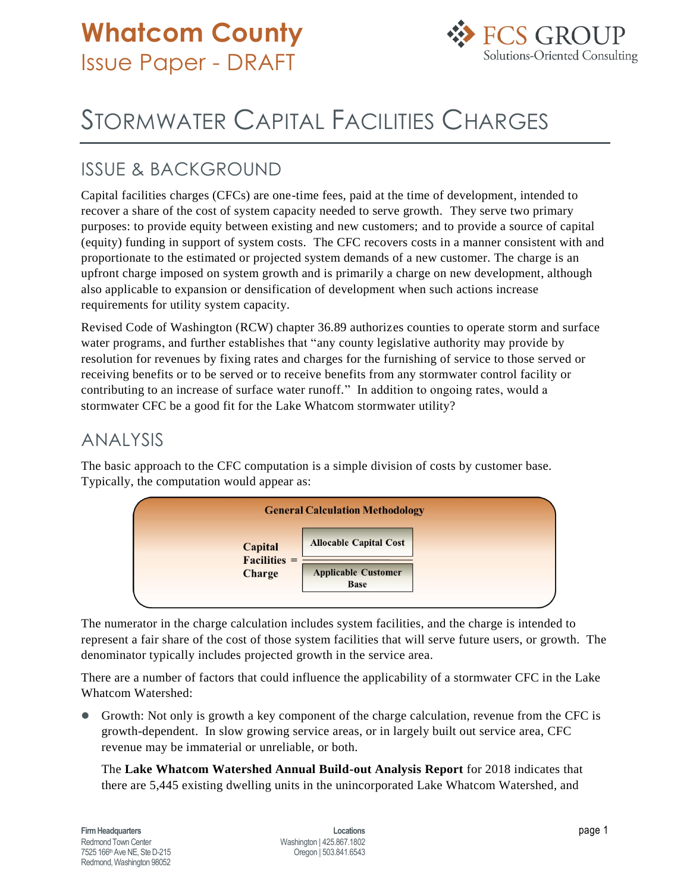# Whatcom County
Issue Paper - DRAFT

# Stormwater Capital Facilities Charges

## ISSUE & BACKGROUND

Capital facilities charges (CFCs) are one-time fees, paid at the time of development, intended to recover a share of the cost of system capacity needed to serve growth. They serve two primary purposes: to provide equity between existing and new customers; and to provide a source of capital (equity) funding in support of system costs. The CFC recovers costs in a manner consistent with and proportionate to the estimated or projected system demands of a new customer. The charge is an upfront charge imposed on system growth and is primarily a charge on new development, although also applicable to expansion or densification of development when such actions increase requirements for utility system capacity.

Revised Code of Washington (RCW) chapter 36.89 authorizes counties to operate storm and surface water programs, and further establishes that "any county legislative authority may provide by resolution for revenues by fixing rates and charges for the furnishing of service to those served or receiving benefits or to be served or to receive benefits from any stormwater control facility or contributing to an increase of surface water runoff." In addition to ongoing rates, would a stormwater CFC be a good fit for the Lake Whatcom stormwater utility?

## ANALYSIS

The basic approach to the CFC computation is a simple division of costs by customer base. Typically, the computation would appear as:

**General Calculation Methodology**

$$\textbf{Capital Facilities Charge} = \frac{\textbf{Allocable Capital Cost}}{\textbf{Applicable Customer Base}}$$

The numerator in the charge calculation includes system facilities, and the charge is intended to represent a fair share of the cost of those system facilities that will serve future users, or growth. The denominator typically includes projected growth in the service area.

There are a number of factors that could influence the applicability of a stormwater CFC in the Lake Whatcom Watershed:

- Growth: Not only is growth a key component of the charge calculation, revenue from the CFC is growth-dependent. In slow growing service areas, or in largely built out service area, CFC revenue may be immaterial or unreliable, or both.

  The **Lake Whatcom Watershed Annual Build-out Analysis Report** for 2018 indicates that there are 5,445 existing dwelling units in the unincorporated Lake Whatcom Watershed, and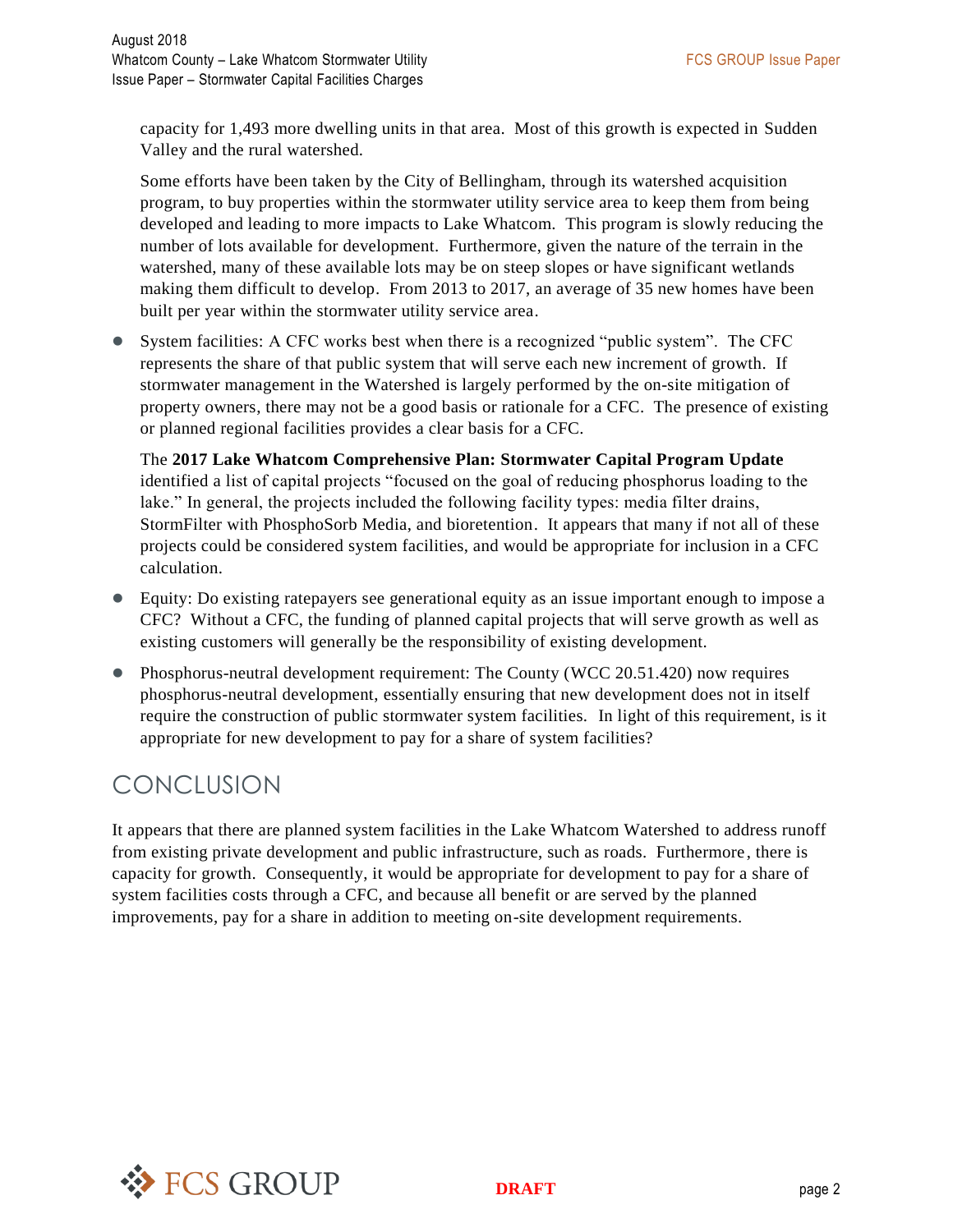capacity for 1,493 more dwelling units in that area. Most of this growth is expected in Sudden Valley and the rural watershed.

Some efforts have been taken by the City of Bellingham, through its watershed acquisition program, to buy properties within the stormwater utility service area to keep them from being developed and leading to more impacts to Lake Whatcom. This program is slowly reducing the number of lots available for development. Furthermore, given the nature of the terrain in the watershed, many of these available lots may be on steep slopes or have significant wetlands making them difficult to develop. From 2013 to 2017, an average of 35 new homes have been built per year within the stormwater utility service area.

- System facilities: A CFC works best when there is a recognized "public system". The CFC represents the share of that public system that will serve each new increment of growth. If stormwater management in the Watershed is largely performed by the on-site mitigation of property owners, there may not be a good basis or rationale for a CFC. The presence of existing or planned regional facilities provides a clear basis for a CFC.

  The **2017 Lake Whatcom Comprehensive Plan: Stormwater Capital Program Update** identified a list of capital projects "focused on the goal of reducing phosphorus loading to the lake." In general, the projects included the following facility types: media filter drains, StormFilter with PhosphoSorb Media, and bioretention. It appears that many if not all of these projects could be considered system facilities, and would be appropriate for inclusion in a CFC calculation.

- Equity: Do existing ratepayers see generational equity as an issue important enough to impose a CFC? Without a CFC, the funding of planned capital projects that will serve growth as well as existing customers will generally be the responsibility of existing development.

- Phosphorus-neutral development requirement: The County (WCC 20.51.420) now requires phosphorus-neutral development, essentially ensuring that new development does not in itself require the construction of public stormwater system facilities. In light of this requirement, is it appropriate for new development to pay for a share of system facilities?

## CONCLUSION

It appears that there are planned system facilities in the Lake Whatcom Watershed to address runoff from existing private development and public infrastructure, such as roads. Furthermore, there is capacity for growth. Consequently, it would be appropriate for development to pay for a share of system facilities costs through a CFC, and because all benefit or are served by the planned improvements, pay for a share in addition to meeting on-site development requirements.